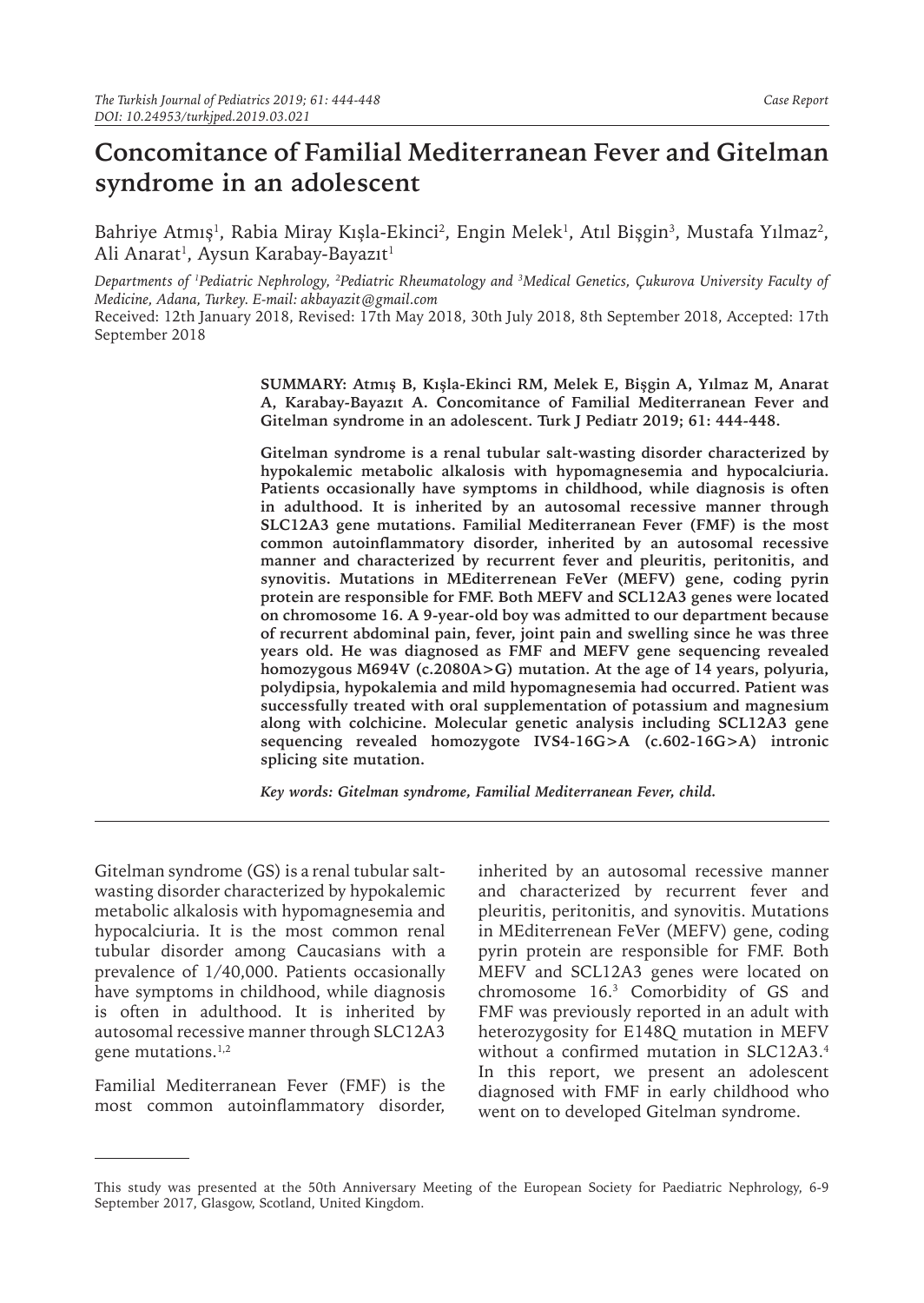# Concomitance of Familial Mediterranean Fever and Gitelman syndrome in an adolescent

Bahriye Atmış[1], Rabia Miray Kışla-Ekinci[2], Engin Melek[1], Atıl Bişgin[3], Mustafa Yılmaz[2], Ali Anarat[1], Aysun Karabay-Bayazıt[1]

*Departments of [1]Pediatric Nephrology, [2]Pediatric Rheumatology and [3]Medical Genetics, Çukurova University Faculty of Medicine, Adana, Turkey. E-mail: akbayazit@gmail.com*

Received: 12th January 2018, Revised: 17th May 2018, 30th July 2018, 8th September 2018, Accepted: 17th September 2018

**SUMMARY: Atmış B, Kışla-Ekinci RM, Melek E, Bişgin A, Yılmaz M, Anarat A, Karabay-Bayazıt A. Concomitance of Familial Mediterranean Fever and Gitelman syndrome in an adolescent. Turk J Pediatr 2019; 61: 444-448.**

**Gitelman syndrome is a renal tubular salt-wasting disorder characterized by hypokalemic metabolic alkalosis with hypomagnesemia and hypocalciuria. Patients occasionally have symptoms in childhood, while diagnosis is often in adulthood. It is inherited by an autosomal recessive manner through SLC12A3 gene mutations. Familial Mediterranean Fever (FMF) is the most common autoinflammatory disorder, inherited by an autosomal recessive manner and characterized by recurrent fever and pleuritis, peritonitis, and synovitis. Mutations in MEditerrenean FeVer (MEFV) gene, coding pyrin protein are responsible for FMF. Both MEFV and SCL12A3 genes were located on chromosome 16. A 9-year-old boy was admitted to our department because of recurrent abdominal pain, fever, joint pain and swelling since he was three years old. He was diagnosed as FMF and MEFV gene sequencing revealed homozygous M694V (c.2080A>G) mutation. At the age of 14 years, polyuria, polydipsia, hypokalemia and mild hypomagnesemia had occurred. Patient was successfully treated with oral supplementation of potassium and magnesium along with colchicine. Molecular genetic analysis including SCL12A3 gene sequencing revealed homozygote IVS4-16G>A (c.602-16G>A) intronic splicing site mutation.**

***Key words: Gitelman syndrome, Familial Mediterranean Fever, child.***

Gitelman syndrome (GS) is a renal tubular salt-wasting disorder characterized by hypokalemic metabolic alkalosis with hypomagnesemia and hypocalciuria. It is the most common renal tubular disorder among Caucasians with a prevalence of 1/40,000. Patients occasionally have symptoms in childhood, while diagnosis is often in adulthood. It is inherited by autosomal recessive manner through SLC12A3 gene mutations.[1,2]

Familial Mediterranean Fever (FMF) is the most common autoinflammatory disorder, inherited by an autosomal recessive manner and characterized by recurrent fever and pleuritis, peritonitis, and synovitis. Mutations in MEditerrenean FeVer (MEFV) gene, coding pyrin protein are responsible for FMF. Both MEFV and SCL12A3 genes were located on chromosome 16.[3] Comorbidity of GS and FMF was previously reported in an adult with heterozygosity for E148Q mutation in MEFV without a confirmed mutation in SLC12A3.[4] In this report, we present an adolescent diagnosed with FMF in early childhood who went on to developed Gitelman syndrome.

This study was presented at the 50th Anniversary Meeting of the European Society for Paediatric Nephrology, 6-9 September 2017, Glasgow, Scotland, United Kingdom.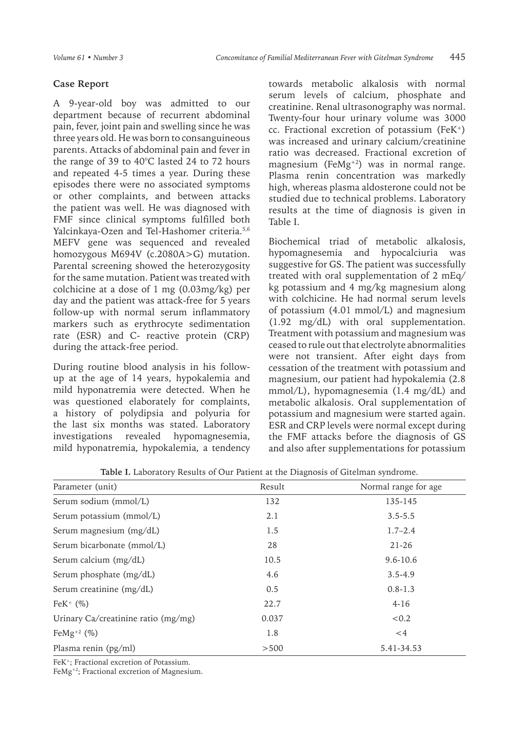## Case Report

A 9-year-old boy was admitted to our department because of recurrent abdominal pain, fever, joint pain and swelling since he was three years old. He was born to consanguineous parents. Attacks of abdominal pain and fever in the range of 39 to 40°C lasted 24 to 72 hours and repeated 4-5 times a year. During these episodes there were no associated symptoms or other complaints, and between attacks the patient was well. He was diagnosed with FMF since clinical symptoms fulfilled both Yalcinkaya-Ozen and Tel-Hashomer criteria.[5,6] MEFV gene was sequenced and revealed homozygous M694V (c.2080A>G) mutation. Parental screening showed the heterozygosity for the same mutation. Patient was treated with colchicine at a dose of 1 mg (0.03mg/kg) per day and the patient was attack-free for 5 years follow-up with normal serum inflammatory markers such as erythrocyte sedimentation rate (ESR) and C- reactive protein (CRP) during the attack-free period.

During routine blood analysis in his follow-up at the age of 14 years, hypokalemia and mild hyponatremia were detected. When he was questioned elaborately for complaints, a history of polydipsia and polyuria for the last six months was stated. Laboratory investigations revealed hypomagnesemia, mild hyponatremia, hypokalemia, a tendency towards metabolic alkalosis with normal serum levels of calcium, phosphate and creatinine. Renal ultrasonography was normal. Twenty-four hour urinary volume was 3000 cc. Fractional excretion of potassium ($FeK^+$) was increased and urinary calcium/creatinine ratio was decreased. Fractional excretion of magnesium ($FeMg^{+2}$) was in normal range. Plasma renin concentration was markedly high, whereas plasma aldosterone could not be studied due to technical problems. Laboratory results at the time of diagnosis is given in Table I.

Biochemical triad of metabolic alkalosis, hypomagnesemia and hypocalciuria was suggestive for GS. The patient was successfully treated with oral supplementation of 2 mEq/kg potassium and 4 mg/kg magnesium along with colchicine. He had normal serum levels of potassium (4.01 mmol/L) and magnesium (1.92 mg/dL) with oral supplementation. Treatment with potassium and magnesium was ceased to rule out that electrolyte abnormalities were not transient. After eight days from cessation of the treatment with potassium and magnesium, our patient had hypokalemia (2.8 mmol/L), hypomagnesemia (1.4 mg/dL) and metabolic alkalosis. Oral supplementation of potassium and magnesium were started again. ESR and CRP levels were normal except during the FMF attacks before the diagnosis of GS and also after supplementations for potassium

**Table I.** Laboratory Results of Our Patient at the Diagnosis of Gitelman syndrome.

| Parameter (unit) | Result | Normal range for age |
|---|---|---|
| Serum sodium (mmol/L) | 132 | 135-145 |
| Serum potassium (mmol/L) | 2.1 | 3.5-5.5 |
| Serum magnesium (mg/dL) | 1.5 | 1.7–2.4 |
| Serum bicarbonate (mmol/L) | 28 | 21-26 |
| Serum calcium (mg/dL) | 10.5 | 9.6-10.6 |
| Serum phosphate (mg/dL) | 4.6 | 3.5-4.9 |
| Serum creatinine (mg/dL) | 0.5 | 0.8-1.3 |
| $FeK^+$ (%) | 22.7 | 4-16 |
| Urinary Ca/creatinine ratio (mg/mg) | 0.037 | <0.2 |
| $FeMg^{+2}$ (%) | 1.8 | <4 |
| Plasma renin (pg/ml) | >500 | 5.41-34.53 |

$FeK^+$; Fractional excretion of Potassium.
$FeMg^{+2}$; Fractional excretion of Magnesium.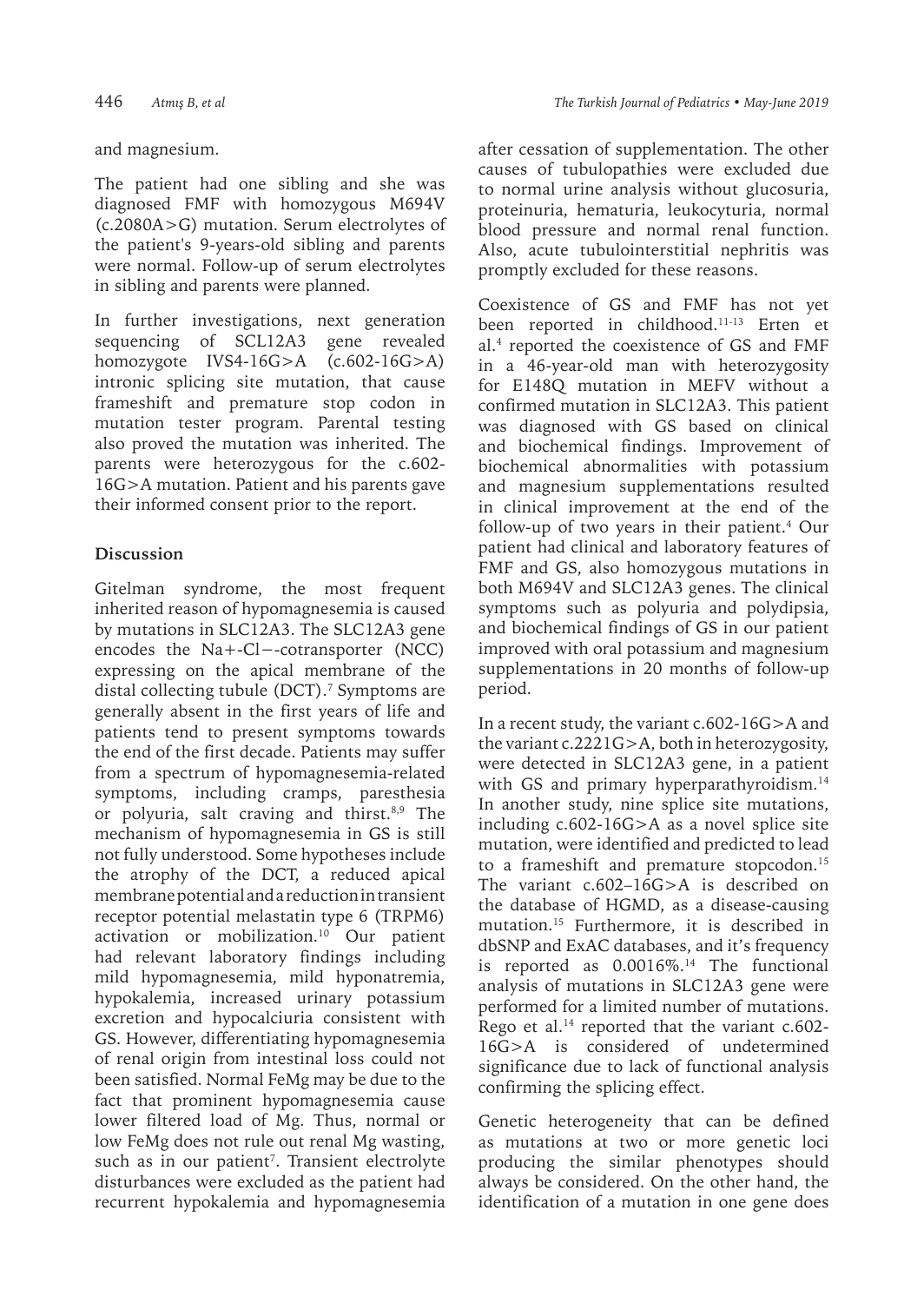and magnesium.

The patient had one sibling and she was diagnosed FMF with homozygous M694V (c.2080A>G) mutation. Serum electrolytes of the patient's 9-years-old sibling and parents were normal. Follow-up of serum electrolytes in sibling and parents were planned.

In further investigations, next generation sequencing of SCL12A3 gene revealed homozygote IVS4-16G>A (c.602-16G>A) intronic splicing site mutation, that cause frameshift and premature stop codon in mutation tester program. Parental testing also proved the mutation was inherited. The parents were heterozygous for the c.602-16G>A mutation. Patient and his parents gave their informed consent prior to the report.

## Discussion

Gitelman syndrome, the most frequent inherited reason of hypomagnesemia is caused by mutations in SLC12A3. The SLC12A3 gene encodes the Na+-Cl−-cotransporter (NCC) expressing on the apical membrane of the distal collecting tubule (DCT).[7] Symptoms are generally absent in the first years of life and patients tend to present symptoms towards the end of the first decade. Patients may suffer from a spectrum of hypomagnesemia-related symptoms, including cramps, paresthesia or polyuria, salt craving and thirst.[8,9] The mechanism of hypomagnesemia in GS is still not fully understood. Some hypotheses include the atrophy of the DCT, a reduced apical membrane potential and a reduction in transient receptor potential melastatin type 6 (TRPM6) activation or mobilization.[10] Our patient had relevant laboratory findings including mild hypomagnesemia, mild hyponatremia, hypokalemia, increased urinary potassium excretion and hypocalciuria consistent with GS. However, differentiating hypomagnesemia of renal origin from intestinal loss could not been satisfied. Normal FeMg may be due to the fact that prominent hypomagnesemia cause lower filtered load of Mg. Thus, normal or low FeMg does not rule out renal Mg wasting, such as in our patient[7]. Transient electrolyte disturbances were excluded as the patient had recurrent hypokalemia and hypomagnesemia after cessation of supplementation. The other causes of tubulopathies were excluded due to normal urine analysis without glucosuria, proteinuria, hematuria, leukocyturia, normal blood pressure and normal renal function. Also, acute tubulointerstitial nephritis was promptly excluded for these reasons.

Coexistence of GS and FMF has not yet been reported in childhood.[11-13] Erten et al.[4] reported the coexistence of GS and FMF in a 46-year-old man with heterozygosity for E148Q mutation in MEFV without a confirmed mutation in SLC12A3. This patient was diagnosed with GS based on clinical and biochemical findings. Improvement of biochemical abnormalities with potassium and magnesium supplementations resulted in clinical improvement at the end of the follow-up of two years in their patient.[4] Our patient had clinical and laboratory features of FMF and GS, also homozygous mutations in both M694V and SLC12A3 genes. The clinical symptoms such as polyuria and polydipsia, and biochemical findings of GS in our patient improved with oral potassium and magnesium supplementations in 20 months of follow-up period.

In a recent study, the variant c.602-16G>A and the variant c.2221G>A, both in heterozygosity, were detected in SLC12A3 gene, in a patient with GS and primary hyperparathyroidism.[14] In another study, nine splice site mutations, including c.602-16G>A as a novel splice site mutation, were identified and predicted to lead to a frameshift and premature stopcodon.[15] The variant c.602–16G>A is described on the database of HGMD, as a disease-causing mutation.[15] Furthermore, it is described in dbSNP and ExAC databases, and it's frequency is reported as 0.0016%.[14] The functional analysis of mutations in SLC12A3 gene were performed for a limited number of mutations. Rego et al.[14] reported that the variant c.602-16G>A is considered of undetermined significance due to lack of functional analysis confirming the splicing effect.

Genetic heterogeneity that can be defined as mutations at two or more genetic loci producing the similar phenotypes should always be considered. On the other hand, the identification of a mutation in one gene does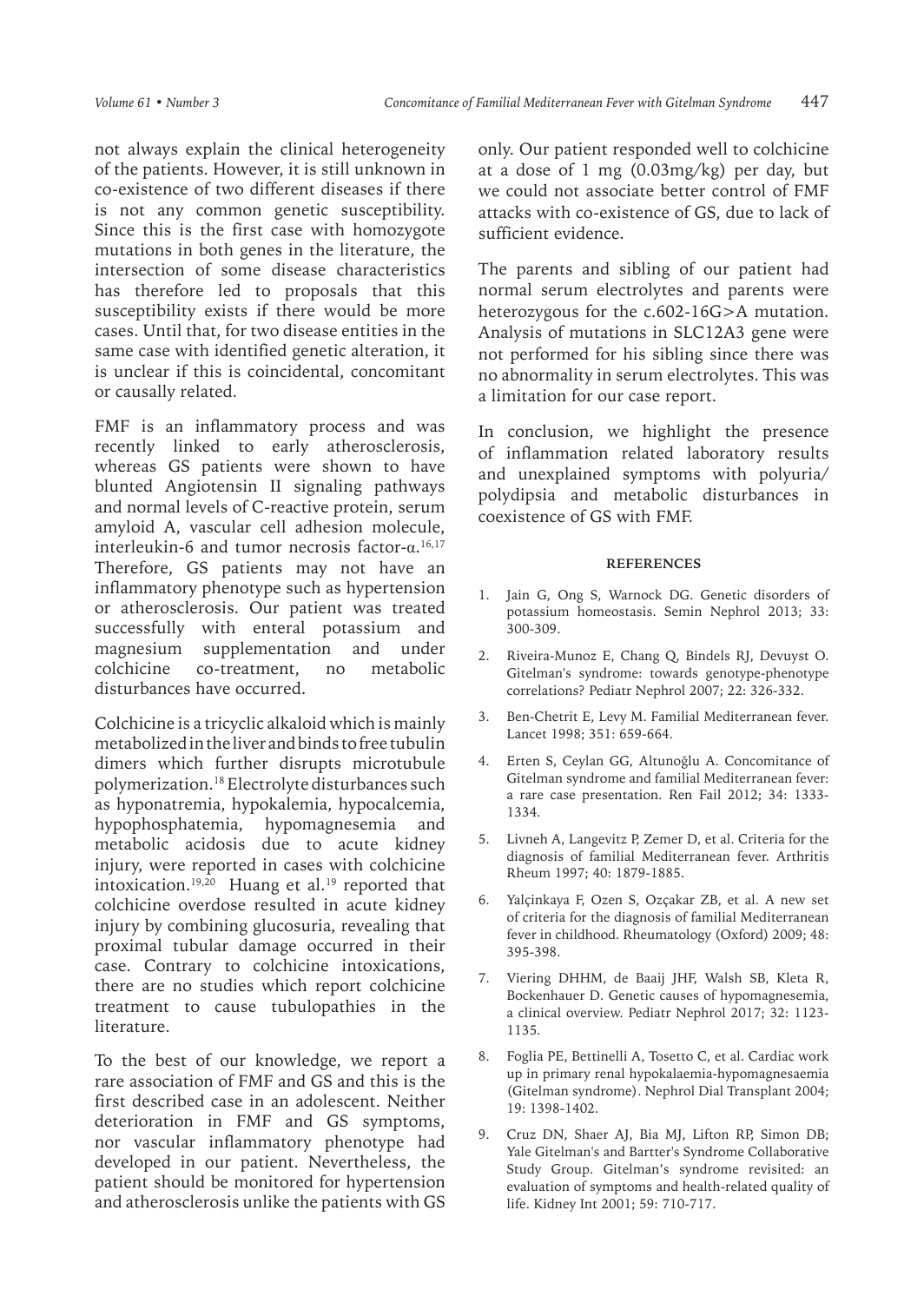not always explain the clinical heterogeneity of the patients. However, it is still unknown in co-existence of two different diseases if there is not any common genetic susceptibility. Since this is the first case with homozygote mutations in both genes in the literature, the intersection of some disease characteristics has therefore led to proposals that this susceptibility exists if there would be more cases. Until that, for two disease entities in the same case with identified genetic alteration, it is unclear if this is coincidental, concomitant or causally related.

FMF is an inflammatory process and was recently linked to early atherosclerosis, whereas GS patients were shown to have blunted Angiotensin II signaling pathways and normal levels of C-reactive protein, serum amyloid A, vascular cell adhesion molecule, interleukin-6 and tumor necrosis factor-α.[16,17] Therefore, GS patients may not have an inflammatory phenotype such as hypertension or atherosclerosis. Our patient was treated successfully with enteral potassium and magnesium supplementation and under colchicine co-treatment, no metabolic disturbances have occurred.

Colchicine is a tricyclic alkaloid which is mainly metabolized in the liver and binds to free tubulin dimers which further disrupts microtubule polymerization.[18] Electrolyte disturbances such as hyponatremia, hypokalemia, hypocalcemia, hypophosphatemia, hypomagnesemia and metabolic acidosis due to acute kidney injury, were reported in cases with colchicine intoxication.[19,20] Huang et al.[19] reported that colchicine overdose resulted in acute kidney injury by combining glucosuria, revealing that proximal tubular damage occurred in their case. Contrary to colchicine intoxications, there are no studies which report colchicine treatment to cause tubulopathies in the literature.

To the best of our knowledge, we report a rare association of FMF and GS and this is the first described case in an adolescent. Neither deterioration in FMF and GS symptoms, nor vascular inflammatory phenotype had developed in our patient. Nevertheless, the patient should be monitored for hypertension and atherosclerosis unlike the patients with GS only. Our patient responded well to colchicine at a dose of 1 mg (0.03mg/kg) per day, but we could not associate better control of FMF attacks with co-existence of GS, due to lack of sufficient evidence.

The parents and sibling of our patient had normal serum electrolytes and parents were heterozygous for the c.602-16G>A mutation. Analysis of mutations in SLC12A3 gene were not performed for his sibling since there was no abnormality in serum electrolytes. This was a limitation for our case report.

In conclusion, we highlight the presence of inflammation related laboratory results and unexplained symptoms with polyuria/polydipsia and metabolic disturbances in coexistence of GS with FMF.

## REFERENCES

1. Jain G, Ong S, Warnock DG. Genetic disorders of potassium homeostasis. Semin Nephrol 2013; 33: 300-309.
2. Riveira-Munoz E, Chang Q, Bindels RJ, Devuyst O. Gitelman's syndrome: towards genotype-phenotype correlations? Pediatr Nephrol 2007; 22: 326-332.
3. Ben-Chetrit E, Levy M. Familial Mediterranean fever. Lancet 1998; 351: 659-664.
4. Erten S, Ceylan GG, Altunoğlu A. Concomitance of Gitelman syndrome and familial Mediterranean fever: a rare case presentation. Ren Fail 2012; 34: 1333-1334.
5. Livneh A, Langevitz P, Zemer D, et al. Criteria for the diagnosis of familial Mediterranean fever. Arthritis Rheum 1997; 40: 1879-1885.
6. Yalçinkaya F, Ozen S, Ozçakar ZB, et al. A new set of criteria for the diagnosis of familial Mediterranean fever in childhood. Rheumatology (Oxford) 2009; 48: 395-398.
7. Viering DHHM, de Baaij JHF, Walsh SB, Kleta R, Bockenhauer D. Genetic causes of hypomagnesemia, a clinical overview. Pediatr Nephrol 2017; 32: 1123-1135.
8. Foglia PE, Bettinelli A, Tosetto C, et al. Cardiac work up in primary renal hypokalaemia-hypomagnesaemia (Gitelman syndrome). Nephrol Dial Transplant 2004; 19: 1398-1402.
9. Cruz DN, Shaer AJ, Bia MJ, Lifton RP, Simon DB; Yale Gitelman's and Bartter's Syndrome Collaborative Study Group. Gitelman's syndrome revisited: an evaluation of symptoms and health-related quality of life. Kidney Int 2001; 59: 710-717.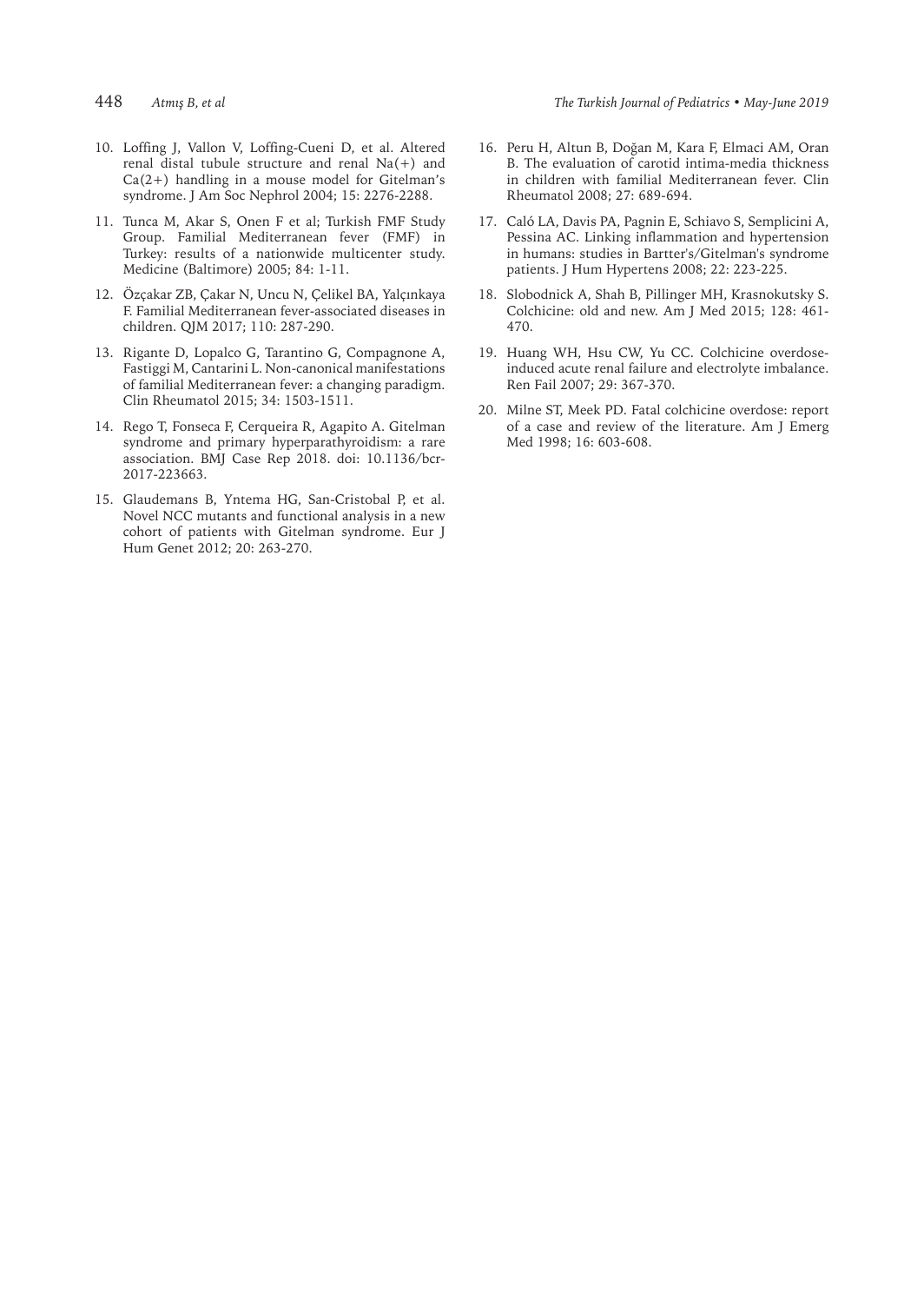10. Loffing J, Vallon V, Loffing-Cueni D, et al. Altered renal distal tubule structure and renal Na(+) and Ca(2+) handling in a mouse model for Gitelman's syndrome. J Am Soc Nephrol 2004; 15: 2276-2288.

11. Tunca M, Akar S, Onen F et al; Turkish FMF Study Group. Familial Mediterranean fever (FMF) in Turkey: results of a nationwide multicenter study. Medicine (Baltimore) 2005; 84: 1-11.

12. Özçakar ZB, Çakar N, Uncu N, Çelikel BA, Yalçınkaya F. Familial Mediterranean fever-associated diseases in children. QJM 2017; 110: 287-290.

13. Rigante D, Lopalco G, Tarantino G, Compagnone A, Fastiggi M, Cantarini L. Non-canonical manifestations of familial Mediterranean fever: a changing paradigm. Clin Rheumatol 2015; 34: 1503-1511.

14. Rego T, Fonseca F, Cerqueira R, Agapito A. Gitelman syndrome and primary hyperparathyroidism: a rare association. BMJ Case Rep 2018. doi: 10.1136/bcr-2017-223663.

15. Glaudemans B, Yntema HG, San-Cristobal P, et al. Novel NCC mutants and functional analysis in a new cohort of patients with Gitelman syndrome. Eur J Hum Genet 2012; 20: 263-270.

16. Peru H, Altun B, Doğan M, Kara F, Elmaci AM, Oran B. The evaluation of carotid intima-media thickness in children with familial Mediterranean fever. Clin Rheumatol 2008; 27: 689-694.

17. Caló LA, Davis PA, Pagnin E, Schiavo S, Semplicini A, Pessina AC. Linking inflammation and hypertension in humans: studies in Bartter's/Gitelman's syndrome patients. J Hum Hypertens 2008; 22: 223-225.

18. Slobodnick A, Shah B, Pillinger MH, Krasnokutsky S. Colchicine: old and new. Am J Med 2015; 128: 461-470.

19. Huang WH, Hsu CW, Yu CC. Colchicine overdose-induced acute renal failure and electrolyte imbalance. Ren Fail 2007; 29: 367-370.

20. Milne ST, Meek PD. Fatal colchicine overdose: report of a case and review of the literature. Am J Emerg Med 1998; 16: 603-608.